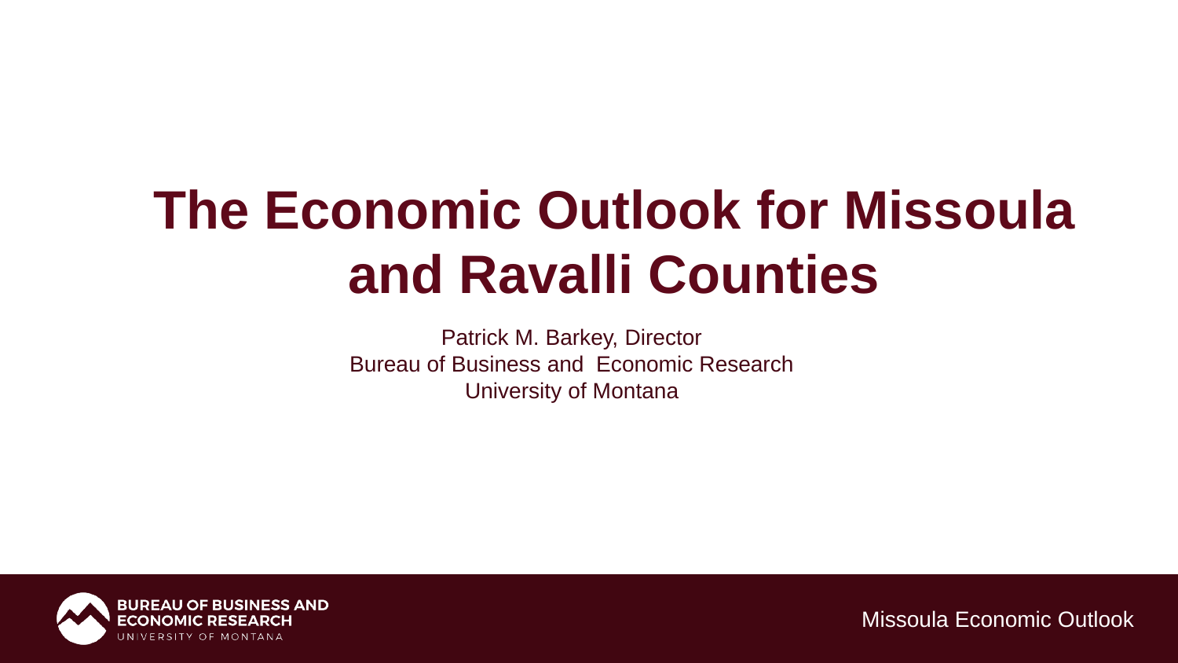# The Economic Outlook for Missoula and Ravalli Counties

Patrick M. Barkey, Director
Bureau of Business and Economic Research
University of Montana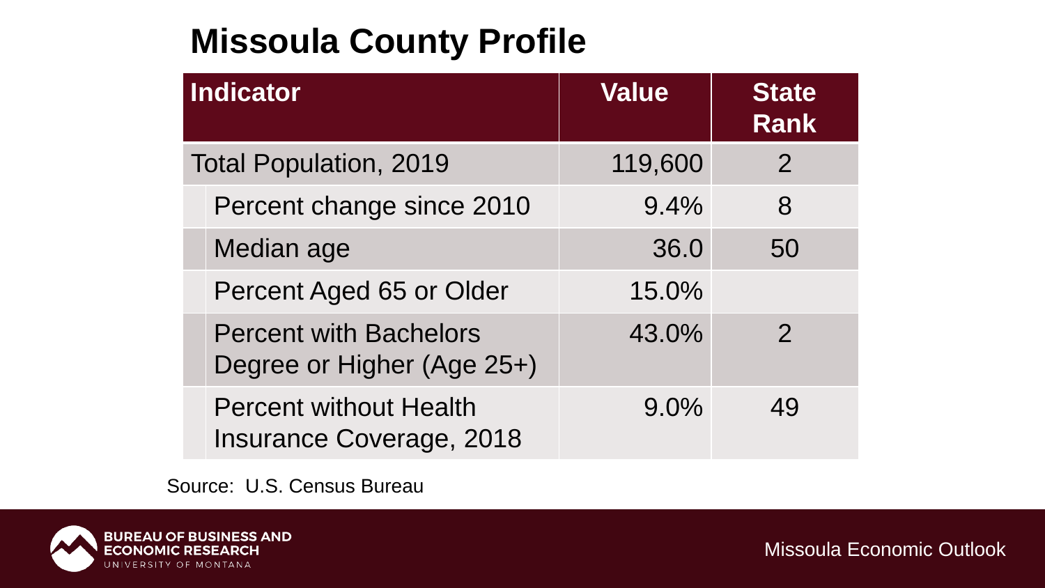# Missoula County Profile

| Indicator | Value | State Rank |
|---|---|---|
| Total Population, 2019 | 119,600 | 2 |
| Percent change since 2010 | 9.4% | 8 |
| Median age | 36.0 | 50 |
| Percent Aged 65 or Older | 15.0% | |
| Percent with Bachelors Degree or Higher (Age 25+) | 43.0% | 2 |
| Percent without Health Insurance Coverage, 2018 | 9.0% | 49 |

Source: U.S. Census Bureau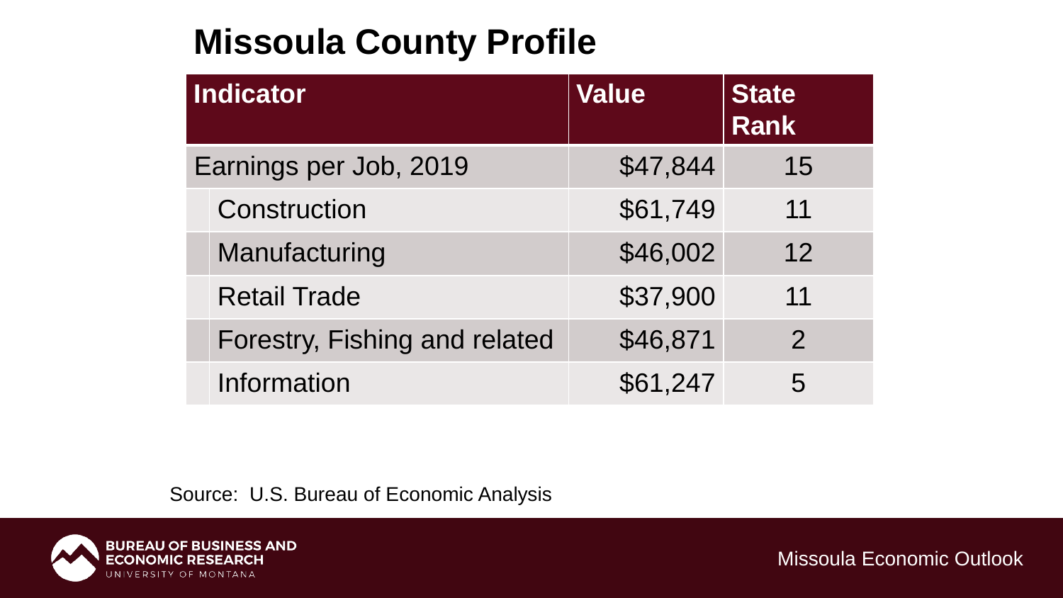# Missoula County Profile

| Indicator | Value | State Rank |
|---|---|---|
| Earnings per Job, 2019 | $47,844 | 15 |
| Construction | $61,749 | 11 |
| Manufacturing | $46,002 | 12 |
| Retail Trade | $37,900 | 11 |
| Forestry, Fishing and related | $46,871 | 2 |
| Information | $61,247 | 5 |

Source: U.S. Bureau of Economic Analysis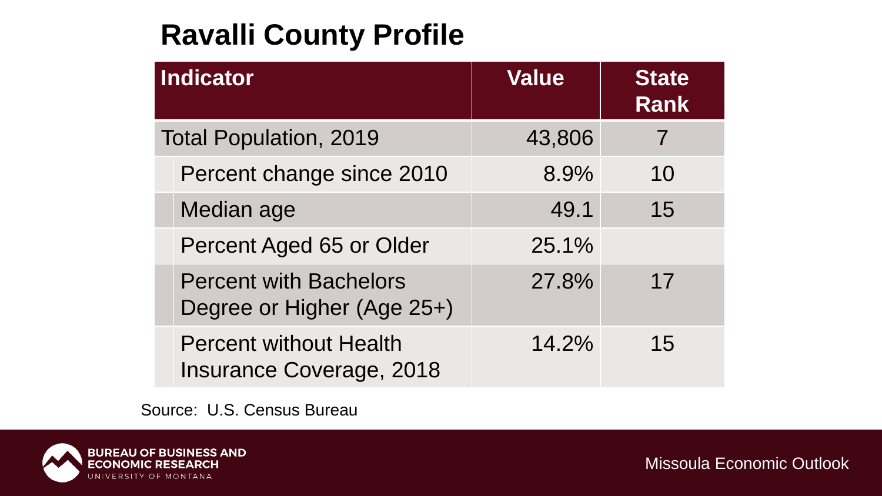# Ravalli County Profile

| Indicator | Value | State Rank |
|---|---|---|
| Total Population, 2019 | 43,806 | 7 |
| Percent change since 2010 | 8.9% | 10 |
| Median age | 49.1 | 15 |
| Percent Aged 65 or Older | 25.1% | |
| Percent with Bachelors Degree or Higher (Age 25+) | 27.8% | 17 |
| Percent without Health Insurance Coverage, 2018 | 14.2% | 15 |

Source: U.S. Census Bureau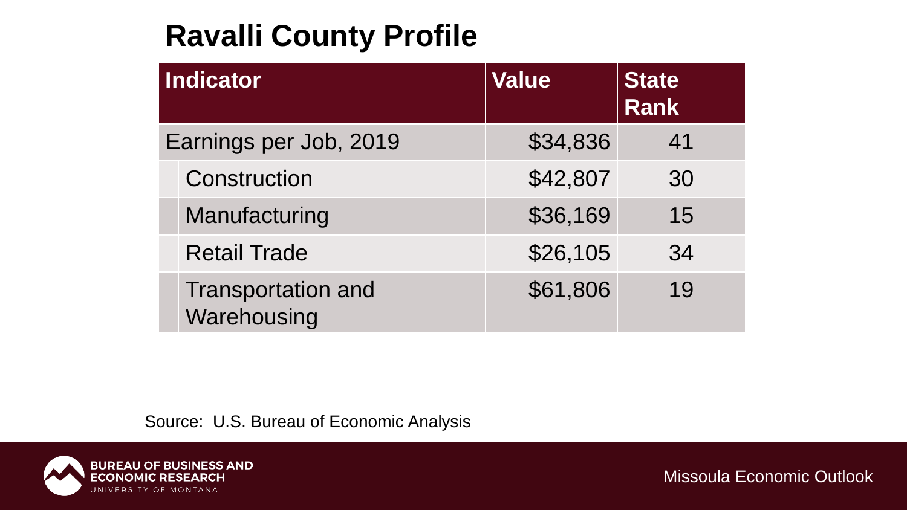# Ravalli County Profile

| Indicator | Value | State Rank |
|---|---|---|
| Earnings per Job, 2019 | $34,836 | 41 |
| Construction | $42,807 | 30 |
| Manufacturing | $36,169 | 15 |
| Retail Trade | $26,105 | 34 |
| Transportation and Warehousing | $61,806 | 19 |

Source: U.S. Bureau of Economic Analysis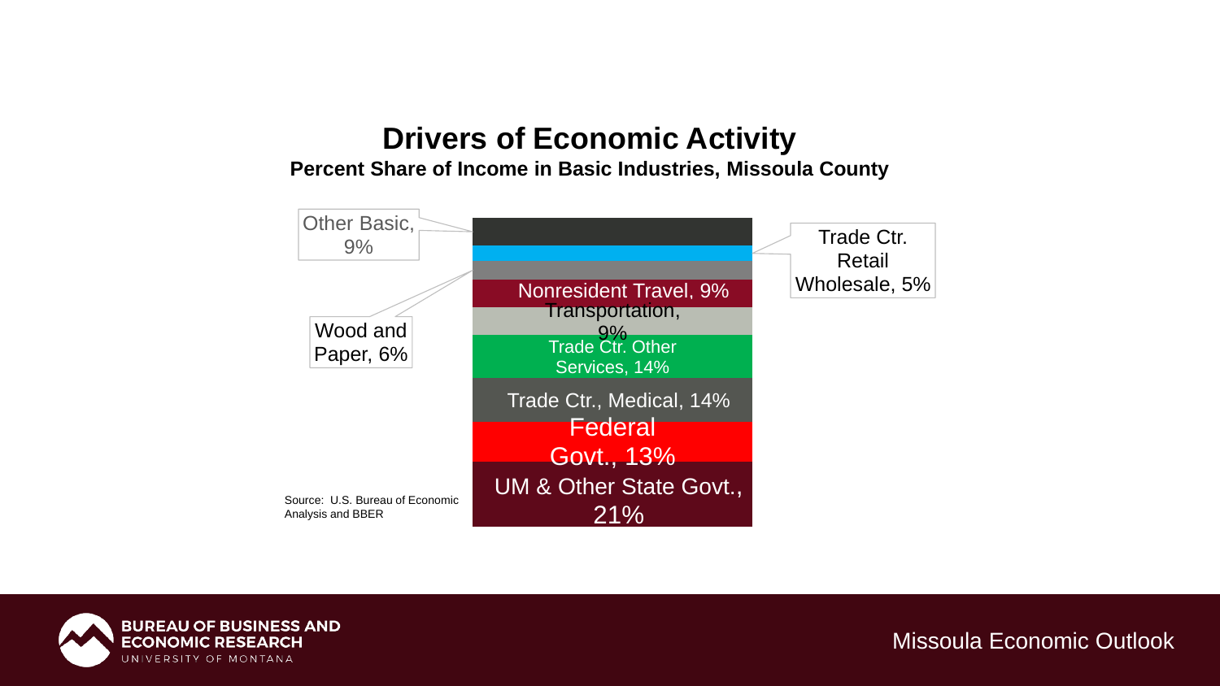# Drivers of Economic Activity

**Percent Share of Income in Basic Industries, Missoula County**

Other Basic, 9%

Trade Ctr. Retail Wholesale, 5%

Wood and Paper, 6%

Nonresident Travel, 9%

Transportation, 9%

Trade Ctr. Other Services, 14%

Trade Ctr., Medical, 14%

Federal Govt., 13%

UM & Other State Govt., 21%

Source: U.S. Bureau of Economic Analysis and BBER

BUREAU OF BUSINESS AND ECONOMIC RESEARCH
UNIVERSITY OF MONTANA

Missoula Economic Outlook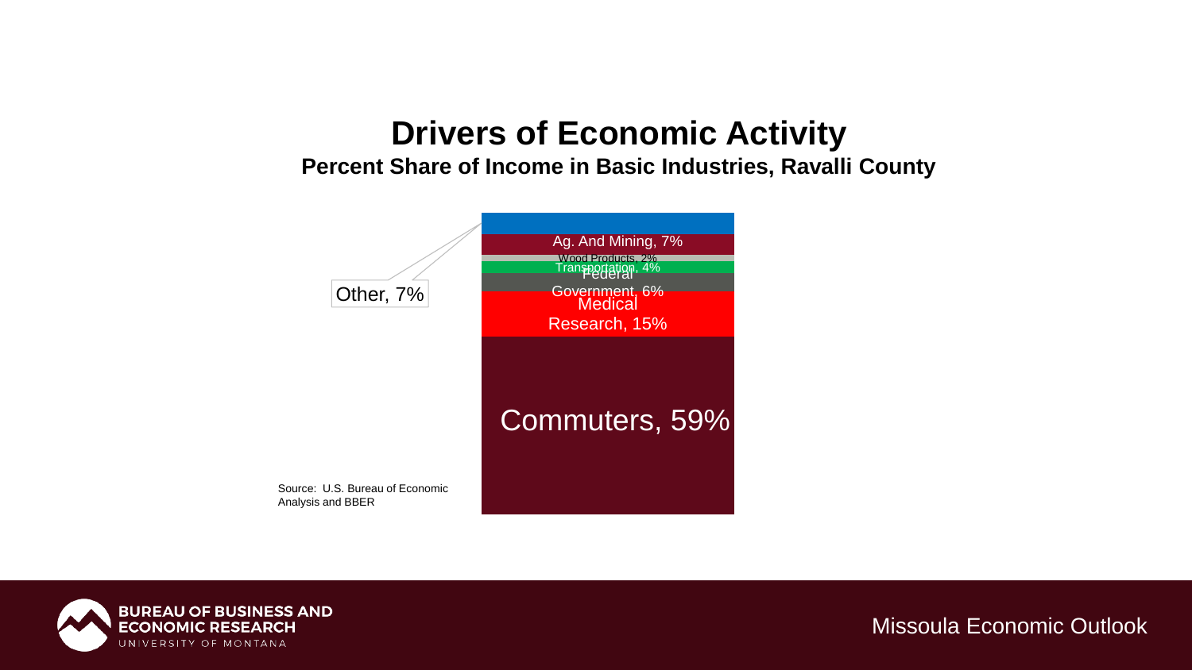# Drivers of Economic Activity

**Percent Share of Income in Basic Industries, Ravalli County**

Other, 7%

Ag. And Mining, 7%

Wood Products, 2%

Transportation, 4%

Federal Government, 6%

Medical Research, 15%

Commuters, 59%

Source: U.S. Bureau of Economic Analysis and BBER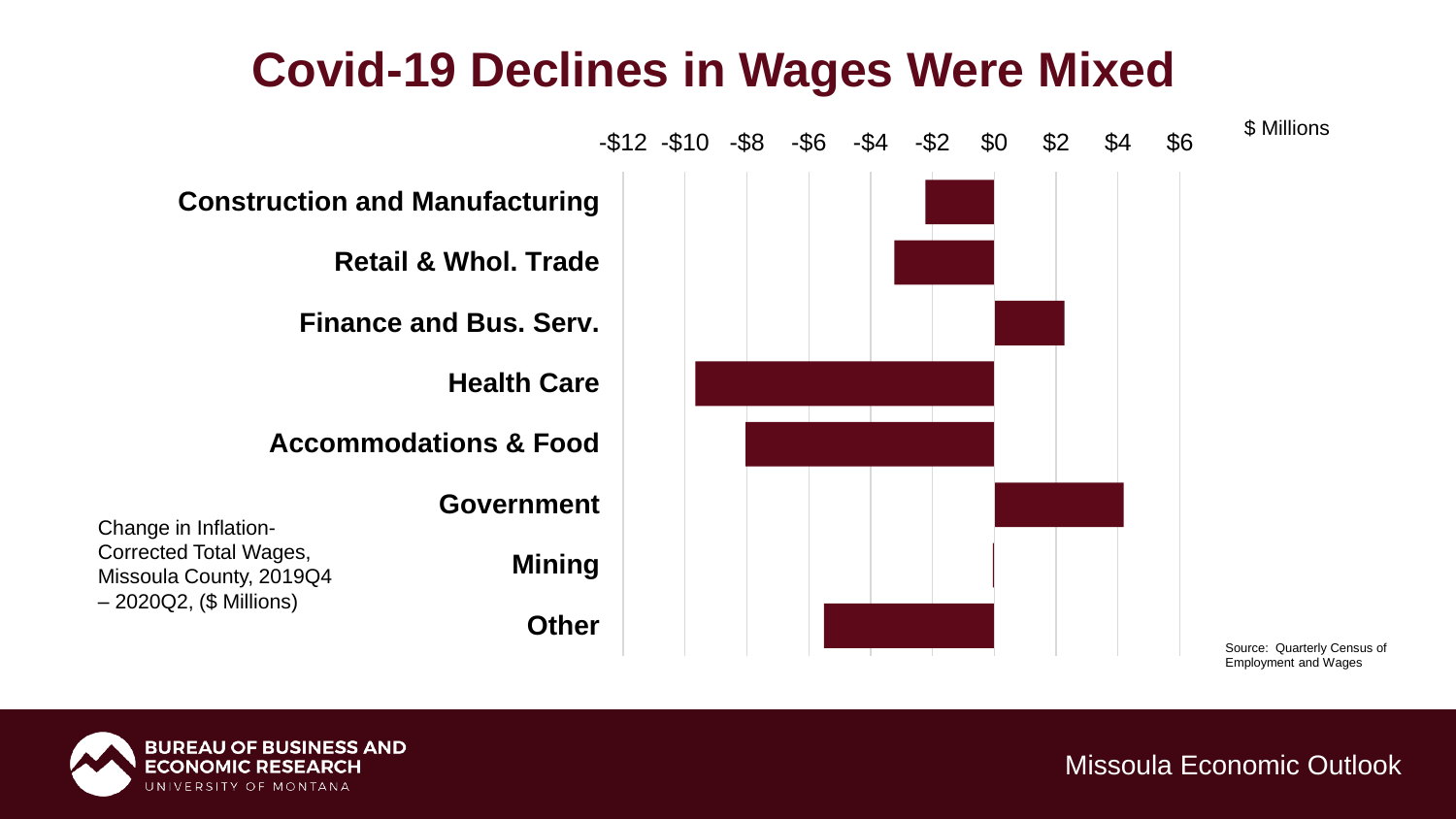# Covid-19 Declines in Wages Were Mixed

$ Millions

| Sector | Change ($ Millions) |
|---|---|
| Construction and Manufacturing | -$2.2 |
| Retail & Whol. Trade | -$3.2 |
| Finance and Bus. Serv. | $2.3 |
| Health Care | -$9.7 |
| Accommodations & Food | -$8.0 |
| Government | $4.2 |
| Mining | $0.0 |
| Other | -$5.5 |

Change in Inflation-Corrected Total Wages, Missoula County, 2019Q4 – 2020Q2, ($ Millions)

Source: Quarterly Census of Employment and Wages

BUREAU OF BUSINESS AND ECONOMIC RESEARCH
UNIVERSITY OF MONTANA

Missoula Economic Outlook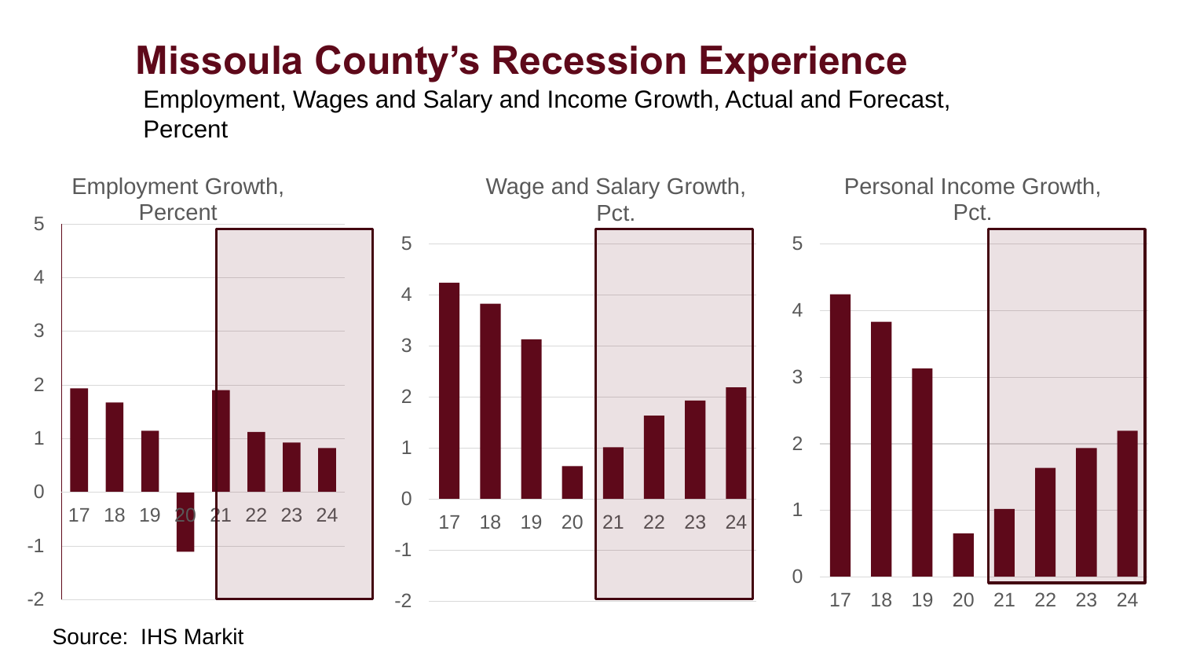# Missoula County's Recession Experience

Employment, Wages and Salary and Income Growth, Actual and Forecast, Percent

Employment Growth, Percent

Wage and Salary Growth, Pct.

Personal Income Growth, Pct.

Source: IHS Markit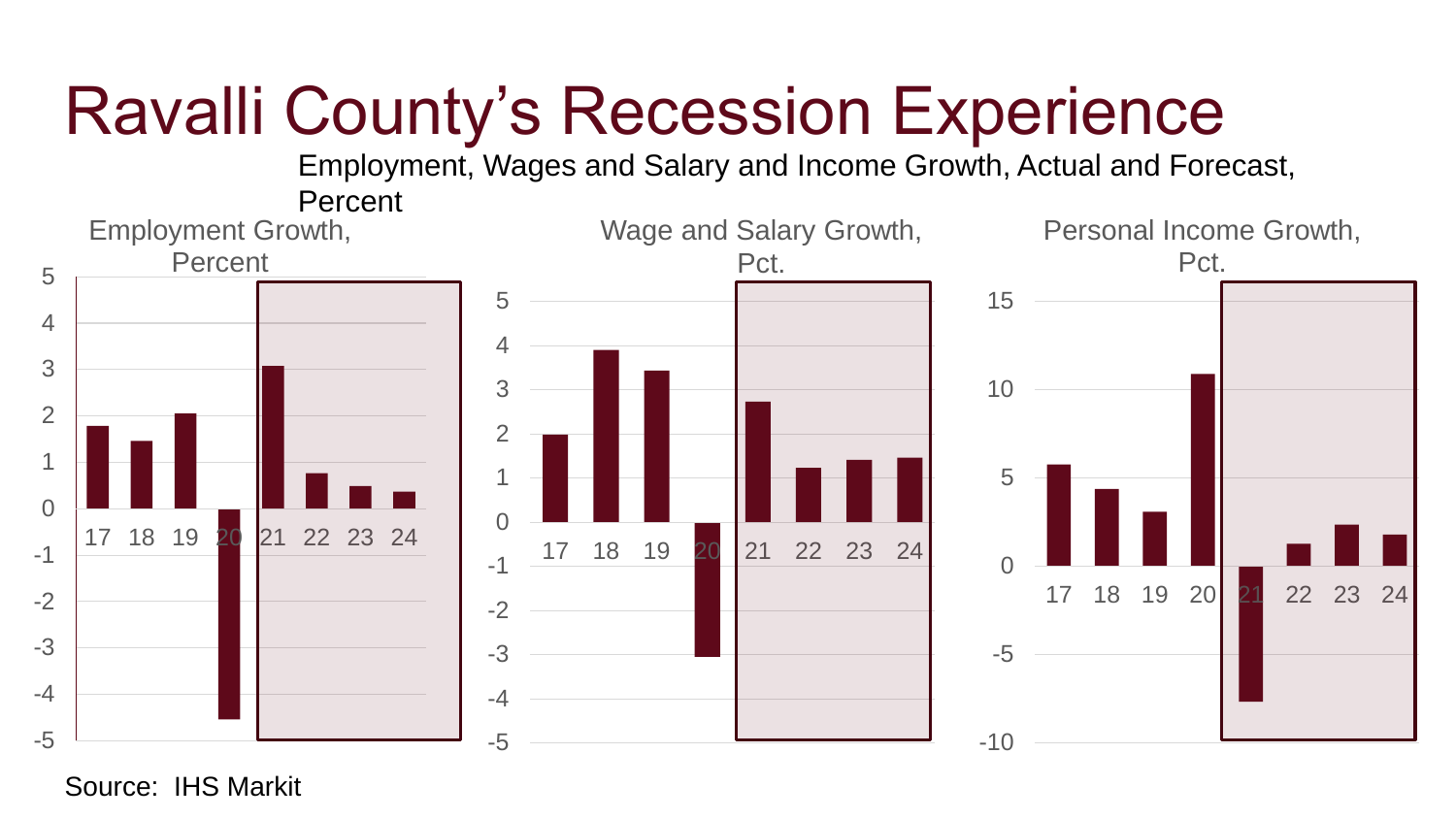# Ravalli County's Recession Experience

Employment, Wages and Salary and Income Growth, Actual and Forecast, Percent

Employment Growth, Percent

Wage and Salary Growth, Pct.

Personal Income Growth, Pct.

Source: IHS Markit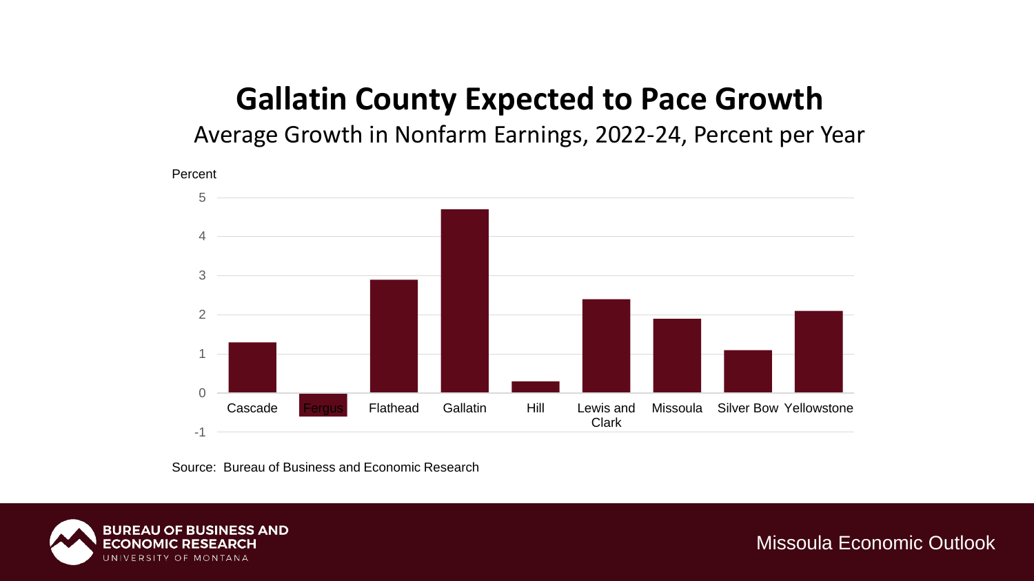# Gallatin County Expected to Pace Growth

Average Growth in Nonfarm Earnings, 2022-24, Percent per Year

Percent

5
4
3
2
1
0
-1

Cascade
Fergus
Flathead
Gallatin
Hill
Lewis and Clark
Missoula
Silver Bow
Yellowstone

Source: Bureau of Business and Economic Research

BUREAU OF BUSINESS AND ECONOMIC RESEARCH
UNIVERSITY OF MONTANA

Missoula Economic Outlook